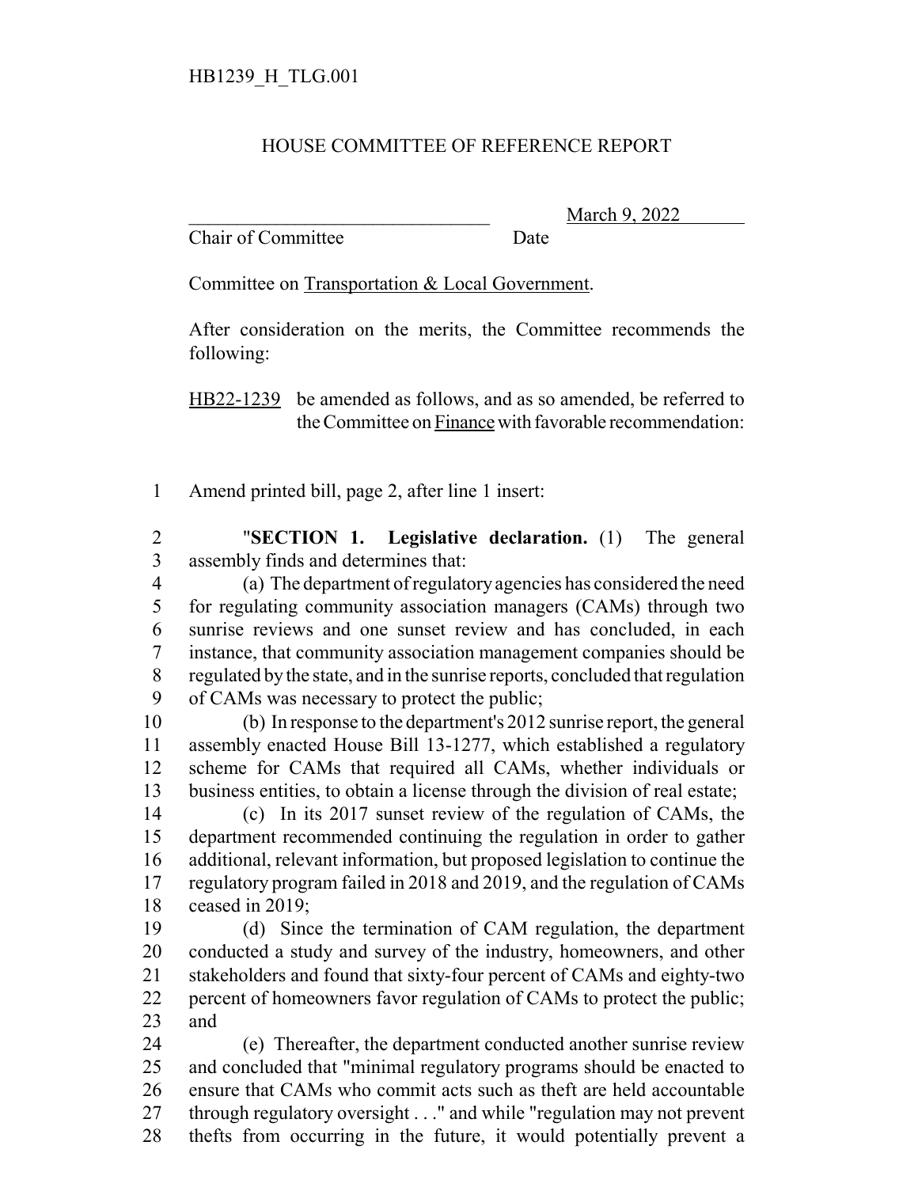HB1239_H_TLG.001

# HOUSE COMMITTEE OF REFERENCE REPORT

________________________________ March 9, 2022
Chair of Committee Date

Committee on Transportation & Local Government.

After consideration on the merits, the Committee recommends the following:

HB22-1239 be amended as follows, and as so amended, be referred to the Committee on Finance with favorable recommendation:

1 Amend printed bill, page 2, after line 1 insert:

2 "**SECTION 1. Legislative declaration.** (1) The general
3 assembly finds and determines that:
4 (a) The department of regulatory agencies has considered the need
5 for regulating community association managers (CAMs) through two
6 sunrise reviews and one sunset review and has concluded, in each
7 instance, that community association management companies should be
8 regulated by the state, and in the sunrise reports, concluded that regulation
9 of CAMs was necessary to protect the public;
10 (b) In response to the department's 2012 sunrise report, the general
11 assembly enacted House Bill 13-1277, which established a regulatory
12 scheme for CAMs that required all CAMs, whether individuals or
13 business entities, to obtain a license through the division of real estate;
14 (c) In its 2017 sunset review of the regulation of CAMs, the
15 department recommended continuing the regulation in order to gather
16 additional, relevant information, but proposed legislation to continue the
17 regulatory program failed in 2018 and 2019, and the regulation of CAMs
18 ceased in 2019;
19 (d) Since the termination of CAM regulation, the department
20 conducted a study and survey of the industry, homeowners, and other
21 stakeholders and found that sixty-four percent of CAMs and eighty-two
22 percent of homeowners favor regulation of CAMs to protect the public;
23 and
24 (e) Thereafter, the department conducted another sunrise review
25 and concluded that "minimal regulatory programs should be enacted to
26 ensure that CAMs who commit acts such as theft are held accountable
27 through regulatory oversight . . ." and while "regulation may not prevent
28 thefts from occurring in the future, it would potentially prevent a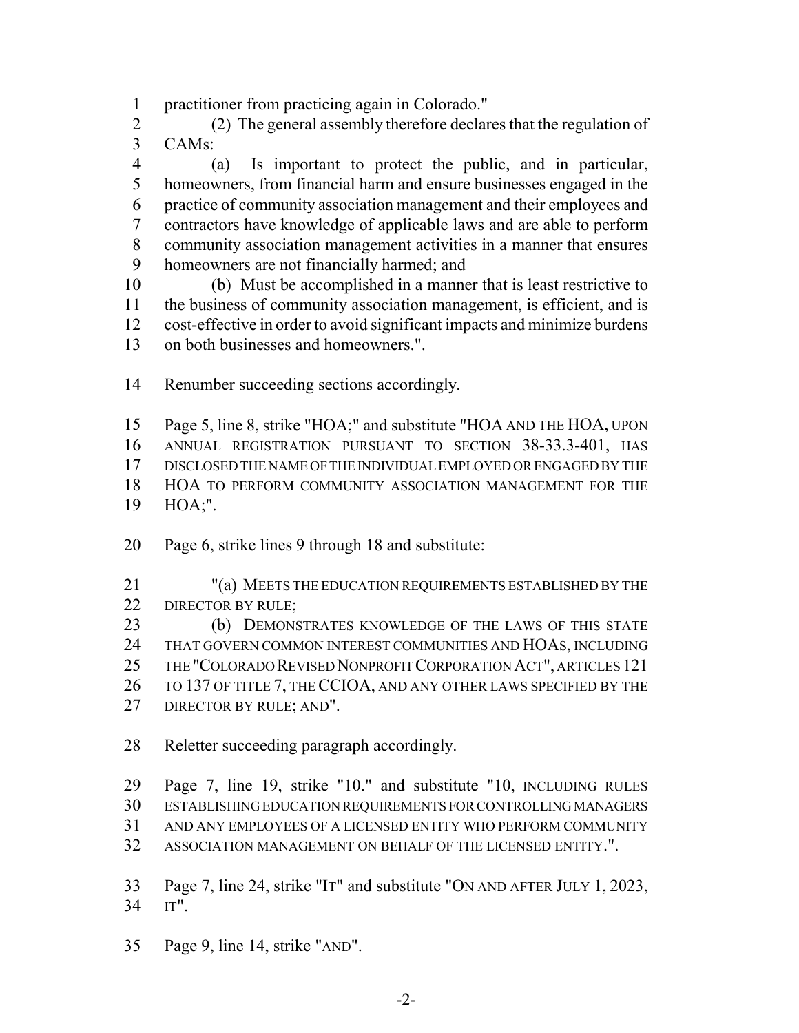practitioner from practicing again in Colorado."

(2) The general assembly therefore declares that the regulation of CAMs:

(a) Is important to protect the public, and in particular, homeowners, from financial harm and ensure businesses engaged in the practice of community association management and their employees and contractors have knowledge of applicable laws and are able to perform community association management activities in a manner that ensures homeowners are not financially harmed; and

(b) Must be accomplished in a manner that is least restrictive to the business of community association management, is efficient, and is cost-effective in order to avoid significant impacts and minimize burdens on both businesses and homeowners.".

Renumber succeeding sections accordingly.

Page 5, line 8, strike "HOA;" and substitute "HOA AND THE HOA, UPON ANNUAL REGISTRATION PURSUANT TO SECTION 38-33.3-401, HAS DISCLOSED THE NAME OF THE INDIVIDUAL EMPLOYED OR ENGAGED BY THE HOA TO PERFORM COMMUNITY ASSOCIATION MANAGEMENT FOR THE HOA;".

Page 6, strike lines 9 through 18 and substitute:

"(a) MEETS THE EDUCATION REQUIREMENTS ESTABLISHED BY THE DIRECTOR BY RULE;

(b) DEMONSTRATES KNOWLEDGE OF THE LAWS OF THIS STATE THAT GOVERN COMMON INTEREST COMMUNITIES AND HOAS, INCLUDING THE "COLORADO REVISED NONPROFIT CORPORATION ACT", ARTICLES 121 TO 137 OF TITLE 7, THE CCIOA, AND ANY OTHER LAWS SPECIFIED BY THE DIRECTOR BY RULE; AND".

Reletter succeeding paragraph accordingly.

Page 7, line 19, strike "10." and substitute "10, INCLUDING RULES ESTABLISHING EDUCATION REQUIREMENTS FOR CONTROLLING MANAGERS AND ANY EMPLOYEES OF A LICENSED ENTITY WHO PERFORM COMMUNITY ASSOCIATION MANAGEMENT ON BEHALF OF THE LICENSED ENTITY.".

Page 7, line 24, strike "IT" and substitute "ON AND AFTER JULY 1, 2023, IT".

Page 9, line 14, strike "AND".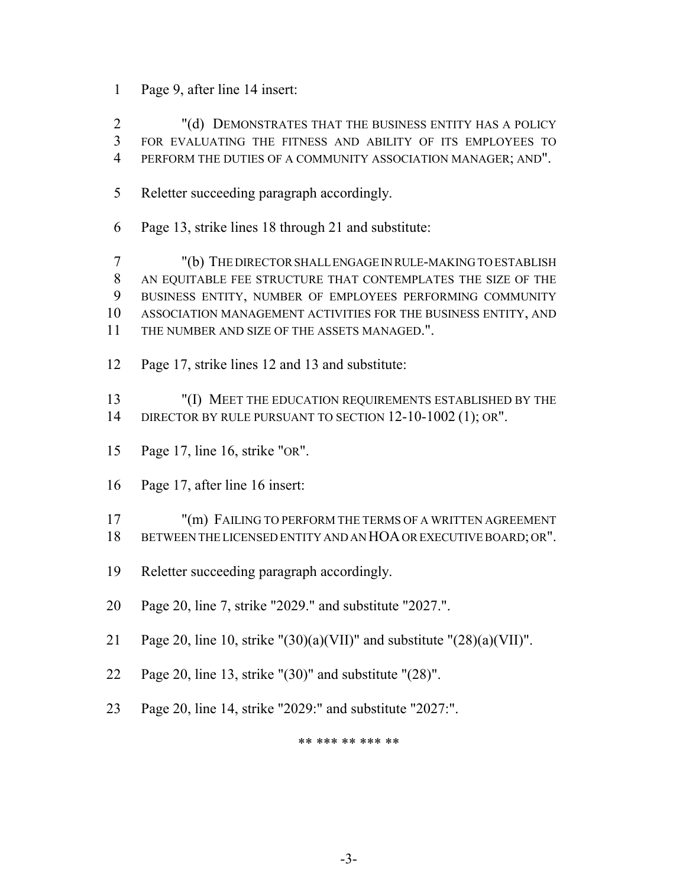Page 9, after line 14 insert:

"(d) DEMONSTRATES THAT THE BUSINESS ENTITY HAS A POLICY FOR EVALUATING THE FITNESS AND ABILITY OF ITS EMPLOYEES TO PERFORM THE DUTIES OF A COMMUNITY ASSOCIATION MANAGER; AND".

Reletter succeeding paragraph accordingly.

Page 13, strike lines 18 through 21 and substitute:

"(b) THE DIRECTOR SHALL ENGAGE IN RULE-MAKING TO ESTABLISH AN EQUITABLE FEE STRUCTURE THAT CONTEMPLATES THE SIZE OF THE BUSINESS ENTITY, NUMBER OF EMPLOYEES PERFORMING COMMUNITY ASSOCIATION MANAGEMENT ACTIVITIES FOR THE BUSINESS ENTITY, AND THE NUMBER AND SIZE OF THE ASSETS MANAGED.".

Page 17, strike lines 12 and 13 and substitute:

"(I) MEET THE EDUCATION REQUIREMENTS ESTABLISHED BY THE DIRECTOR BY RULE PURSUANT TO SECTION 12-10-1002 (1); OR".

Page 17, line 16, strike "OR".

Page 17, after line 16 insert:

"(m) FAILING TO PERFORM THE TERMS OF A WRITTEN AGREEMENT BETWEEN THE LICENSED ENTITY AND AN HOA OR EXECUTIVE BOARD; OR".

Reletter succeeding paragraph accordingly.

Page 20, line 7, strike "2029." and substitute "2027.".

Page 20, line 10, strike "(30)(a)(VII)" and substitute "(28)(a)(VII)".

Page 20, line 13, strike "(30)" and substitute "(28)".

Page 20, line 14, strike "2029:" and substitute "2027:".

** *** ** *** **